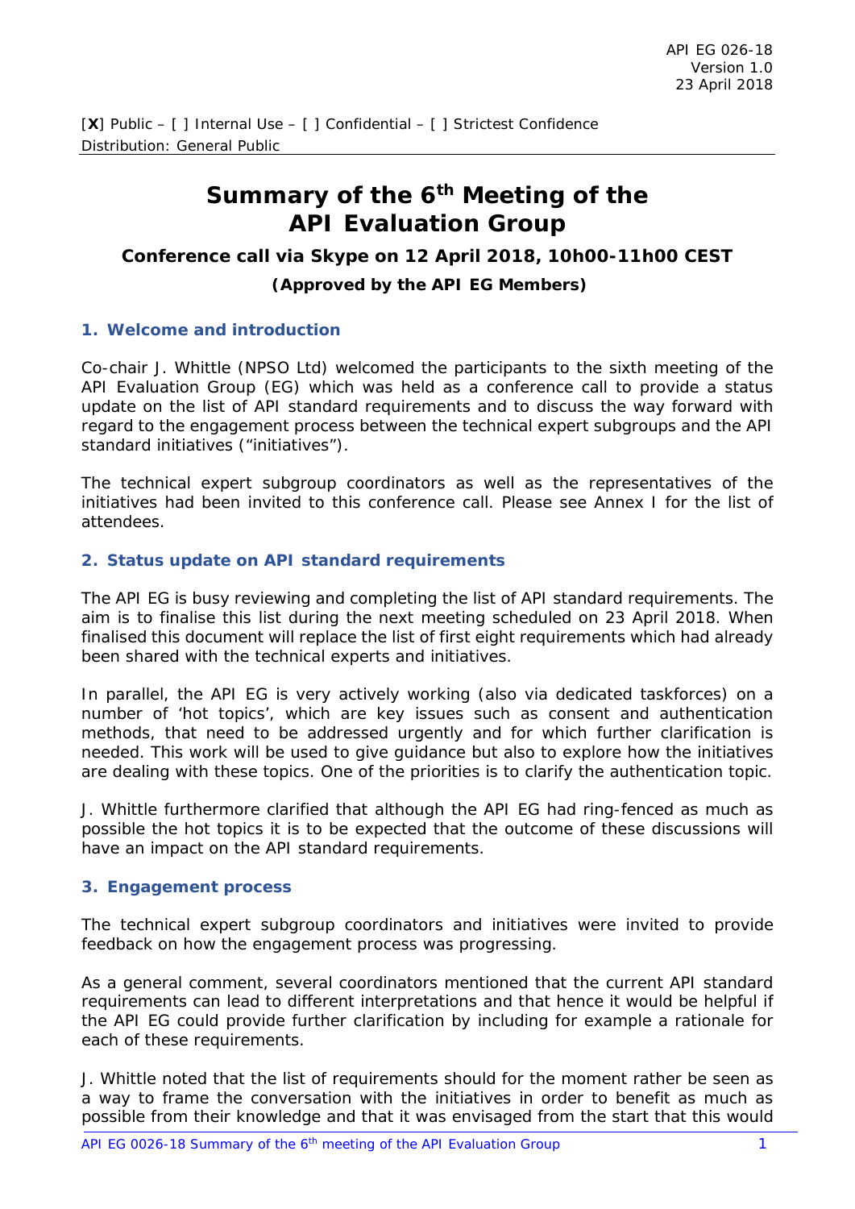API EG 026-18
Version 1.0
23 April 2018

[X] Public – [ ] Internal Use – [ ] Confidential – [ ] Strictest Confidence
Distribution: General Public

# Summary of the 6th Meeting of the API Evaluation Group

### Conference call via Skype on 12 April 2018, 10h00-11h00 CEST

**(Approved by the API EG Members)**

## 1. Welcome and introduction

Co-chair J. Whittle (NPSO Ltd) welcomed the participants to the sixth meeting of the API Evaluation Group (EG) which was held as a conference call to provide a status update on the list of API standard requirements and to discuss the way forward with regard to the engagement process between the technical expert subgroups and the API standard initiatives ("initiatives").

The technical expert subgroup coordinators as well as the representatives of the initiatives had been invited to this conference call. Please see Annex I for the list of attendees.

## 2. Status update on API standard requirements

The API EG is busy reviewing and completing the list of API standard requirements. The aim is to finalise this list during the next meeting scheduled on 23 April 2018. When finalised this document will replace the list of first eight requirements which had already been shared with the technical experts and initiatives.

In parallel, the API EG is very actively working (also via dedicated taskforces) on a number of 'hot topics', which are key issues such as consent and authentication methods, that need to be addressed urgently and for which further clarification is needed. This work will be used to give guidance but also to explore how the initiatives are dealing with these topics. One of the priorities is to clarify the authentication topic.

J. Whittle furthermore clarified that although the API EG had ring-fenced as much as possible the hot topics it is to be expected that the outcome of these discussions will have an impact on the API standard requirements.

## 3. Engagement process

The technical expert subgroup coordinators and initiatives were invited to provide feedback on how the engagement process was progressing.

As a general comment, several coordinators mentioned that the current API standard requirements can lead to different interpretations and that hence it would be helpful if the API EG could provide further clarification by including for example a rationale for each of these requirements.

J. Whittle noted that the list of requirements should for the moment rather be seen as a way to frame the conversation with the initiatives in order to benefit as much as possible from their knowledge and that it was envisaged from the start that this would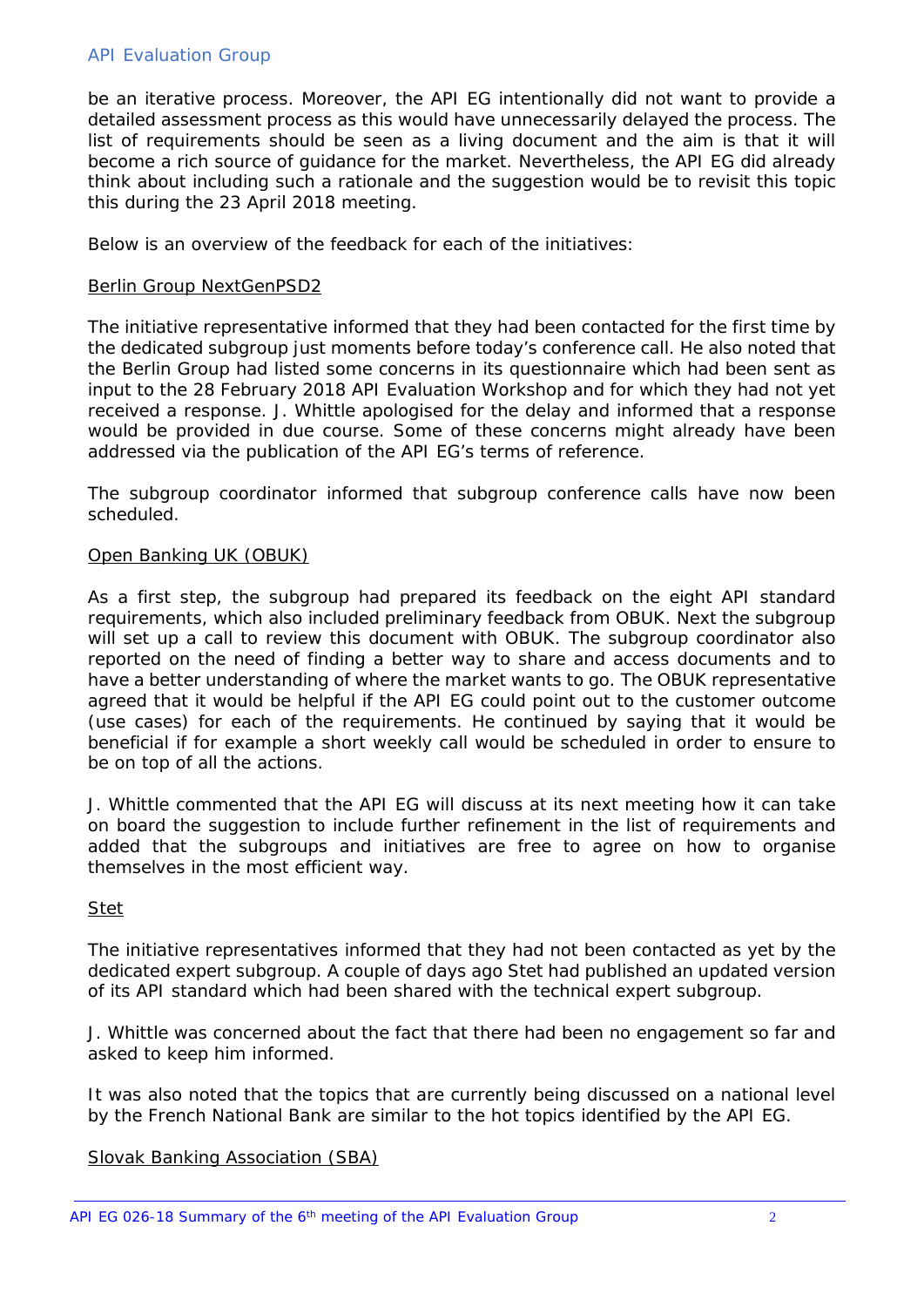be an iterative process. Moreover, the API EG intentionally did not want to provide a detailed assessment process as this would have unnecessarily delayed the process. The list of requirements should be seen as a living document and the aim is that it will become a rich source of guidance for the market. Nevertheless, the API EG did already think about including such a rationale and the suggestion would be to revisit this topic this during the 23 April 2018 meeting.

Below is an overview of the feedback for each of the initiatives:

Berlin Group NextGenPSD2

The initiative representative informed that they had been contacted for the first time by the dedicated subgroup just moments before today's conference call. He also noted that the Berlin Group had listed some concerns in its questionnaire which had been sent as input to the 28 February 2018 API Evaluation Workshop and for which they had not yet received a response. J. Whittle apologised for the delay and informed that a response would be provided in due course. Some of these concerns might already have been addressed via the publication of the API EG's terms of reference.

The subgroup coordinator informed that subgroup conference calls have now been scheduled.

Open Banking UK (OBUK)

As a first step, the subgroup had prepared its feedback on the eight API standard requirements, which also included preliminary feedback from OBUK. Next the subgroup will set up a call to review this document with OBUK. The subgroup coordinator also reported on the need of finding a better way to share and access documents and to have a better understanding of where the market wants to go. The OBUK representative agreed that it would be helpful if the API EG could point out to the customer outcome (use cases) for each of the requirements. He continued by saying that it would be beneficial if for example a short weekly call would be scheduled in order to ensure to be on top of all the actions.

J. Whittle commented that the API EG will discuss at its next meeting how it can take on board the suggestion to include further refinement in the list of requirements and added that the subgroups and initiatives are free to agree on how to organise themselves in the most efficient way.

Stet

The initiative representatives informed that they had not been contacted as yet by the dedicated expert subgroup. A couple of days ago Stet had published an updated version of its API standard which had been shared with the technical expert subgroup.

J. Whittle was concerned about the fact that there had been no engagement so far and asked to keep him informed.

It was also noted that the topics that are currently being discussed on a national level by the French National Bank are similar to the hot topics identified by the API EG.

Slovak Banking Association (SBA)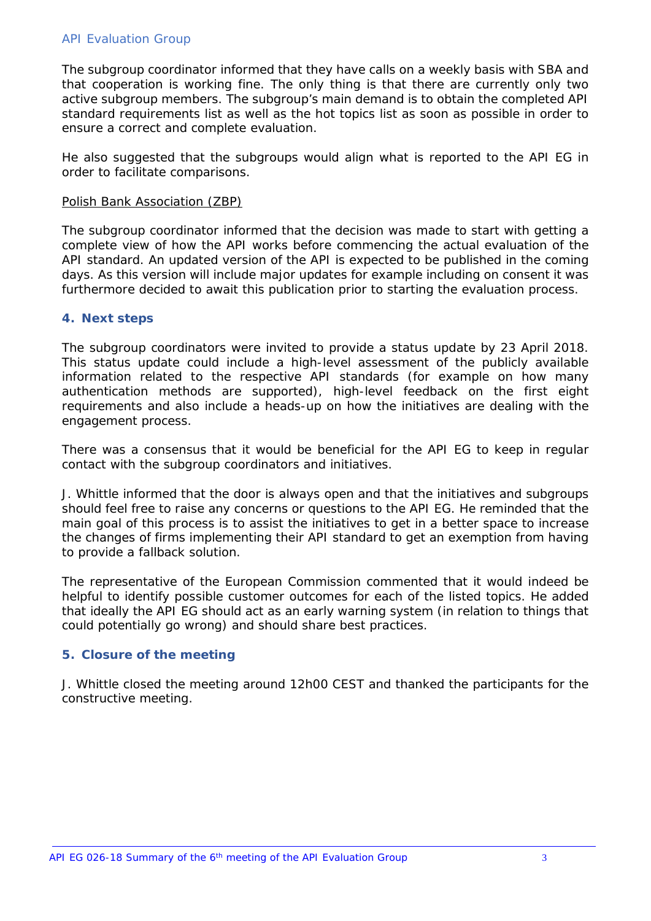The subgroup coordinator informed that they have calls on a weekly basis with SBA and that cooperation is working fine. The only thing is that there are currently only two active subgroup members. The subgroup's main demand is to obtain the completed API standard requirements list as well as the hot topics list as soon as possible in order to ensure a correct and complete evaluation.

He also suggested that the subgroups would align what is reported to the API EG in order to facilitate comparisons.

Polish Bank Association (ZBP)

The subgroup coordinator informed that the decision was made to start with getting a complete view of how the API works before commencing the actual evaluation of the API standard. An updated version of the API is expected to be published in the coming days. As this version will include major updates for example including on consent it was furthermore decided to await this publication prior to starting the evaluation process.

## 4. Next steps

The subgroup coordinators were invited to provide a status update by 23 April 2018. This status update could include a high-level assessment of the publicly available information related to the respective API standards (for example on how many authentication methods are supported), high-level feedback on the first eight requirements and also include a heads-up on how the initiatives are dealing with the engagement process.

There was a consensus that it would be beneficial for the API EG to keep in regular contact with the subgroup coordinators and initiatives.

J. Whittle informed that the door is always open and that the initiatives and subgroups should feel free to raise any concerns or questions to the API EG. He reminded that the main goal of this process is to assist the initiatives to get in a better space to increase the changes of firms implementing their API standard to get an exemption from having to provide a fallback solution.

The representative of the European Commission commented that it would indeed be helpful to identify possible customer outcomes for each of the listed topics. He added that ideally the API EG should act as an early warning system (in relation to things that could potentially go wrong) and should share best practices.

## 5. Closure of the meeting

J. Whittle closed the meeting around 12h00 CEST and thanked the participants for the constructive meeting.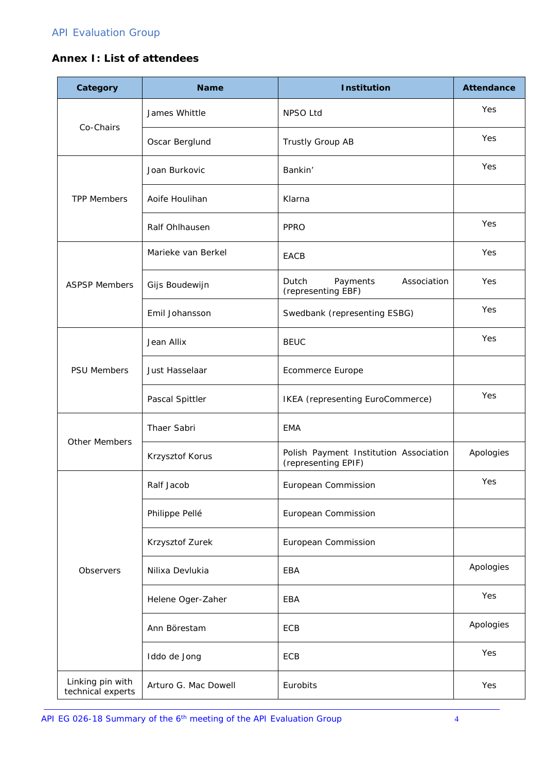## Annex I: List of attendees

| Category | Name | Institution | Attendance |
|---|---|---|---|
| Co-Chairs | James Whittle | NPSO Ltd | Yes |
| | Oscar Berglund | Trustly Group AB | Yes |
| TPP Members | Joan Burkovic | Bankin’ | Yes |
| | Aoife Houlihan | Klarna | |
| | Ralf Ohlhausen | PPRO | Yes |
| ASPSP Members | Marieke van Berkel | EACB | Yes |
| | Gijs Boudewijn | Dutch Payments Association (representing EBF) | Yes |
| | Emil Johansson | Swedbank (representing ESBG) | Yes |
| PSU Members | Jean Allix | BEUC | Yes |
| | Just Hasselaar | Ecommerce Europe | |
| | Pascal Spittler | IKEA (representing EuroCommerce) | Yes |
| Other Members | Thaer Sabri | EMA | |
| | Krzysztof Korus | Polish Payment Institution Association (representing EPIF) | Apologies |
| Observers | Ralf Jacob | European Commission | Yes |
| | Philippe Pellé | European Commission | |
| | Krzysztof Zurek | European Commission | |
| | Nilixa Devlukia | EBA | Apologies |
| | Helene Oger-Zaher | EBA | Yes |
| | Ann Börestam | ECB | Apologies |
| | Iddo de Jong | ECB | Yes |
| Linking pin with technical experts | Arturo G. Mac Dowell | Eurobits | Yes |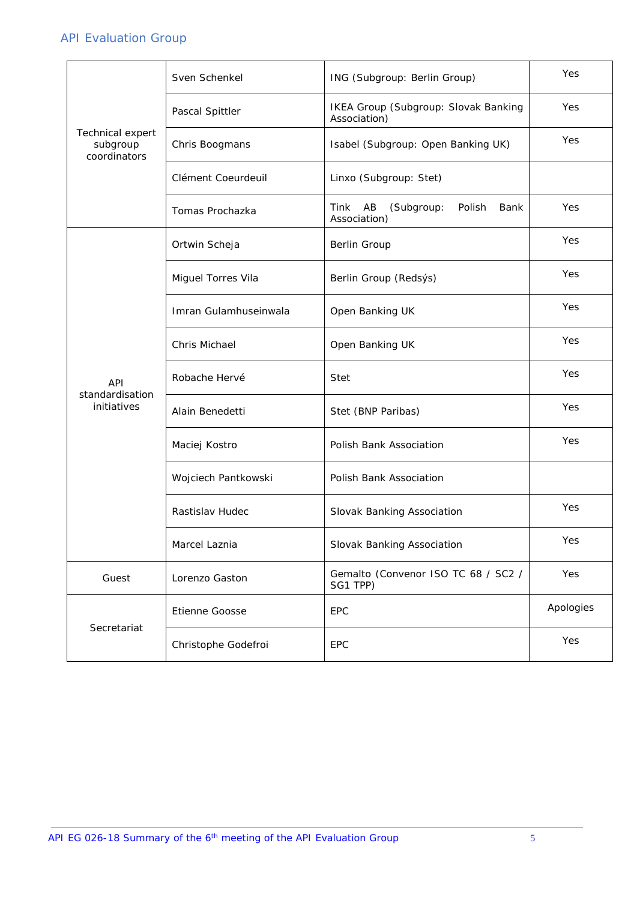| | | | |
|---|---|---|---|
| Technical expert subgroup coordinators | Sven Schenkel | ING (Subgroup: Berlin Group) | Yes |
| | Pascal Spittler | IKEA Group (Subgroup: Slovak Banking Association) | Yes |
| | Chris Boogmans | Isabel (Subgroup: Open Banking UK) | Yes |
| | Clément Coeurdeuil | Linxo (Subgroup: Stet) | |
| | Tomas Prochazka | Tink AB (Subgroup: Polish Bank Association) | Yes |
| API standardisation initiatives | Ortwin Scheja | Berlin Group | Yes |
| | Miguel Torres Vila | Berlin Group (Redsýs) | Yes |
| | Imran Gulamhuseinwala | Open Banking UK | Yes |
| | Chris Michael | Open Banking UK | Yes |
| | Robache Hervé | Stet | Yes |
| | Alain Benedetti | Stet (BNP Paribas) | Yes |
| | Maciej Kostro | Polish Bank Association | Yes |
| | Wojciech Pantkowski | Polish Bank Association | |
| | Rastislav Hudec | Slovak Banking Association | Yes |
| | Marcel Laznia | Slovak Banking Association | Yes |
| Guest | Lorenzo Gaston | Gemalto (Convenor ISO TC 68 / SC2 / SG1 TPP) | Yes |
| Secretariat | Etienne Goosse | EPC | Apologies |
| | Christophe Godefroi | EPC | Yes |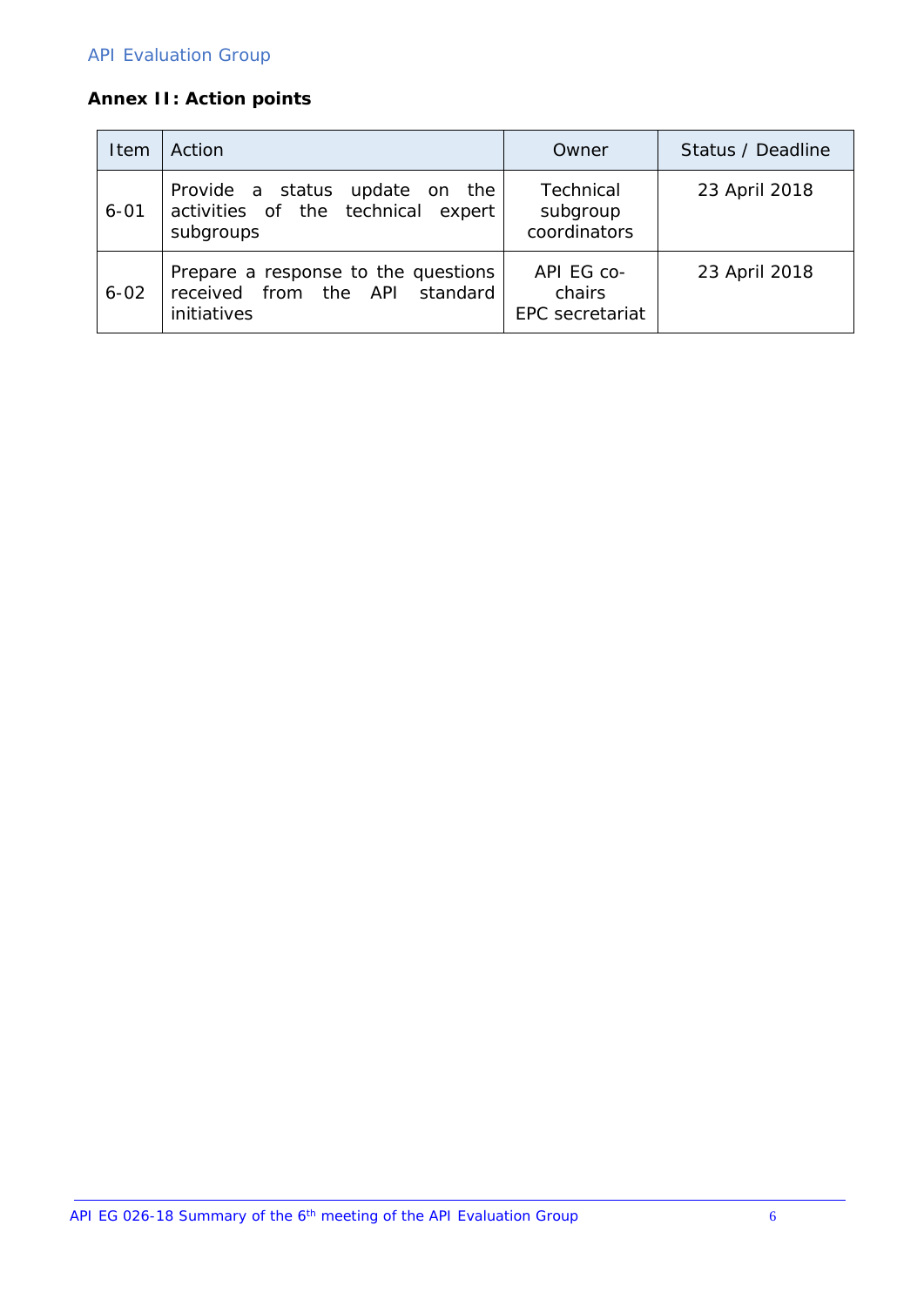## Annex II: Action points

| Item | Action | Owner | Status / Deadline |
| --- | --- | --- | --- |
| 6-01 | Provide a status update on the activities of the technical expert subgroups | Technical subgroup coordinators | 23 April 2018 |
| 6-02 | Prepare a response to the questions received from the API standard initiatives | API EG co-chairs<br>EPC secretariat | 23 April 2018 |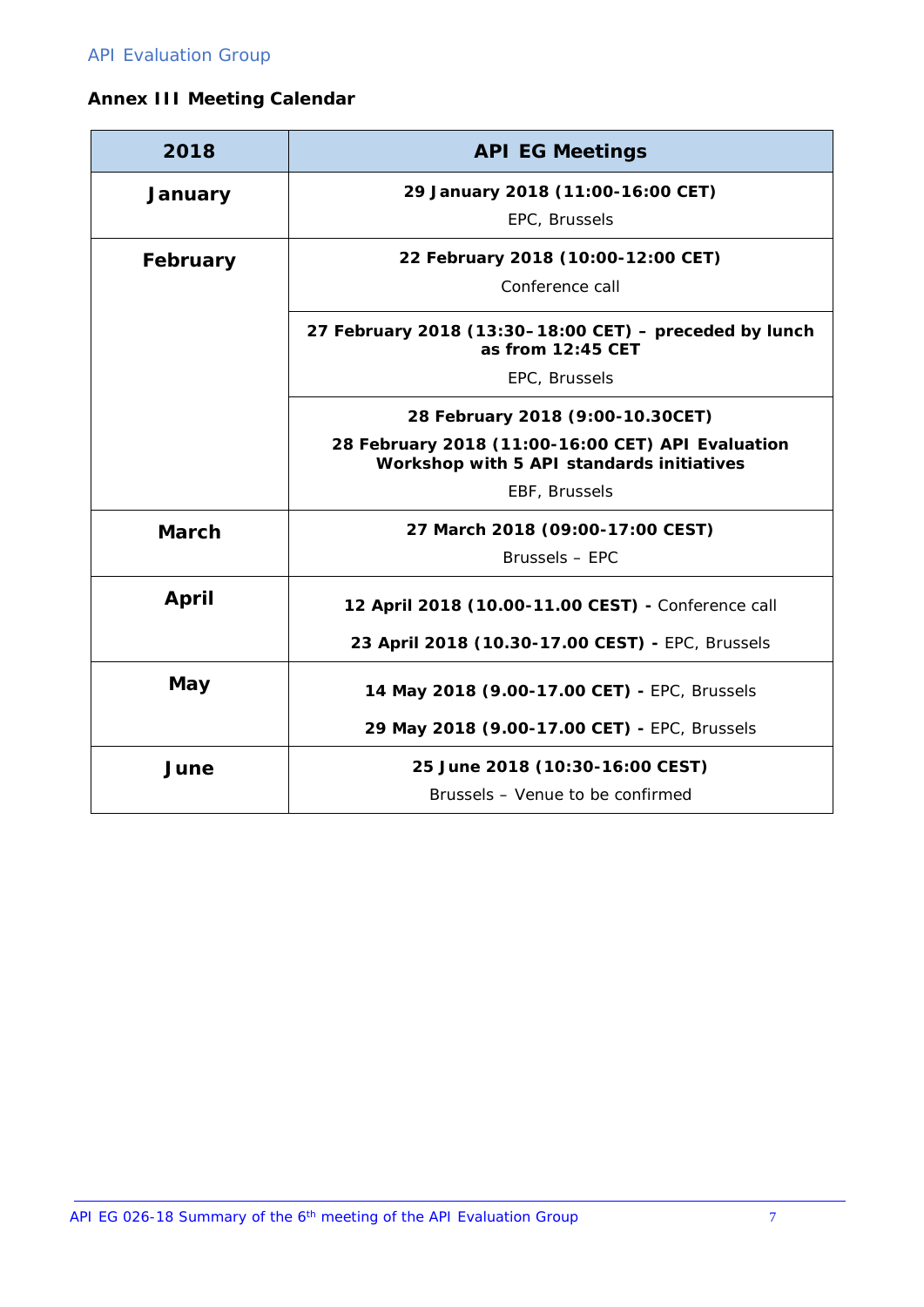## Annex III Meeting Calendar

| 2018 | API EG Meetings |
|---|---|
| **January** | **29 January 2018 (11:00-16:00 CET)**<br>EPC, Brussels |
| **February** | **22 February 2018 (10:00-12:00 CET)**<br>Conference call |
| | **27 February 2018 (13:30–18:00 CET) – preceded by lunch as from 12:45 CET**<br>EPC, Brussels |
| | **28 February 2018 (9:00-10.30CET)**<br>**28 February 2018 (11:00-16:00 CET) API Evaluation Workshop with 5 API standards initiatives**<br>EBF, Brussels |
| **March** | **27 March 2018 (09:00-17:00 CEST)**<br>Brussels – EPC |
| **April** | **12 April 2018 (10.00-11.00 CEST) -** Conference call<br>**23 April 2018 (10.30-17.00 CEST) -** EPC, Brussels |
| **May** | **14 May 2018 (9.00-17.00 CET) -** EPC, Brussels<br>**29 May 2018 (9.00-17.00 CET) -** EPC, Brussels |
| **June** | **25 June 2018 (10:30-16:00 CEST)**<br>Brussels – Venue to be confirmed |